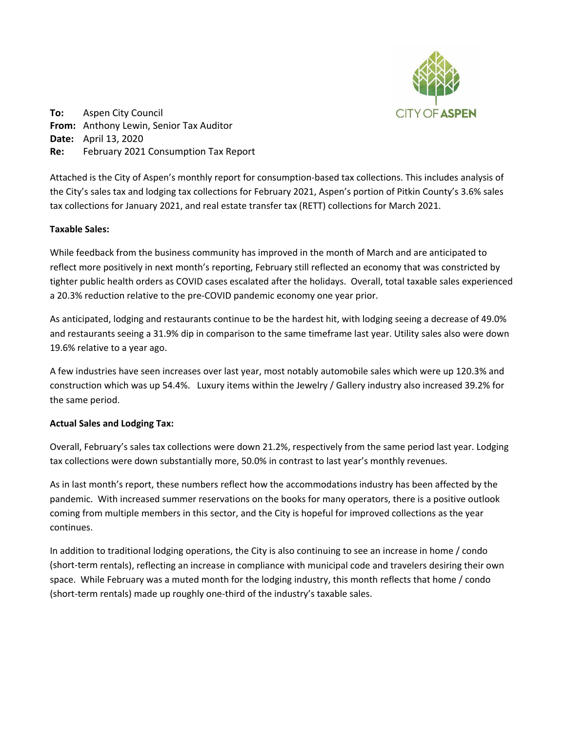**To:** Aspen City Council
**From:** Anthony Lewin, Senior Tax Auditor
**Date:** April 13, 2020
**Re:** February 2021 Consumption Tax Report

Attached is the City of Aspen's monthly report for consumption-based tax collections. This includes analysis of the City's sales tax and lodging tax collections for February 2021, Aspen's portion of Pitkin County's 3.6% sales tax collections for January 2021, and real estate transfer tax (RETT) collections for March 2021.

**Taxable Sales:**

While feedback from the business community has improved in the month of March and are anticipated to reflect more positively in next month's reporting, February still reflected an economy that was constricted by tighter public health orders as COVID cases escalated after the holidays. Overall, total taxable sales experienced a 20.3% reduction relative to the pre-COVID pandemic economy one year prior.

As anticipated, lodging and restaurants continue to be the hardest hit, with lodging seeing a decrease of 49.0% and restaurants seeing a 31.9% dip in comparison to the same timeframe last year. Utility sales also were down 19.6% relative to a year ago.

A few industries have seen increases over last year, most notably automobile sales which were up 120.3% and construction which was up 54.4%. Luxury items within the Jewelry / Gallery industry also increased 39.2% for the same period.

**Actual Sales and Lodging Tax:**

Overall, February's sales tax collections were down 21.2%, respectively from the same period last year. Lodging tax collections were down substantially more, 50.0% in contrast to last year's monthly revenues.

As in last month's report, these numbers reflect how the accommodations industry has been affected by the pandemic. With increased summer reservations on the books for many operators, there is a positive outlook coming from multiple members in this sector, and the City is hopeful for improved collections as the year continues.

In addition to traditional lodging operations, the City is also continuing to see an increase in home / condo (short-term rentals), reflecting an increase in compliance with municipal code and travelers desiring their own space. While February was a muted month for the lodging industry, this month reflects that home / condo (short-term rentals) made up roughly one-third of the industry's taxable sales.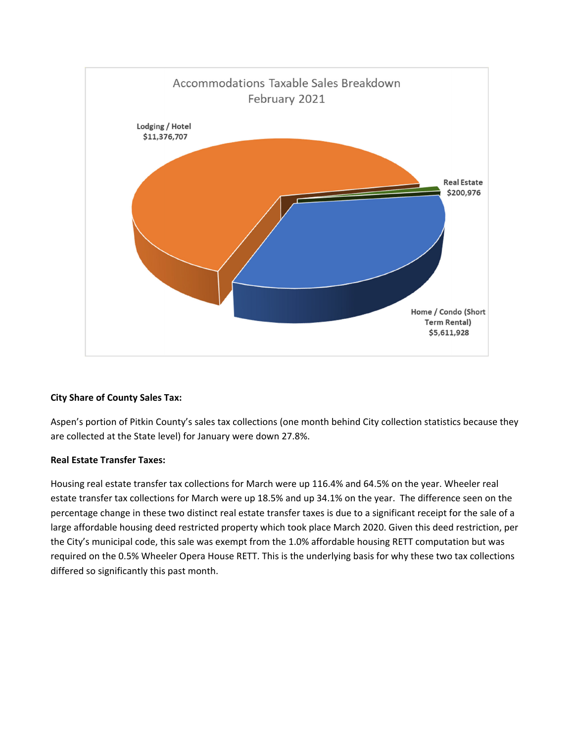Accommodations Taxable Sales Breakdown
February 2021

Lodging / Hotel $11,376,707

Real Estate $200,976

Home / Condo (Short Term Rental) $5,611,928

**City Share of County Sales Tax:**

Aspen's portion of Pitkin County's sales tax collections (one month behind City collection statistics because they are collected at the State level) for January were down 27.8%.

**Real Estate Transfer Taxes:**

Housing real estate transfer tax collections for March were up 116.4% and 64.5% on the year. Wheeler real estate transfer tax collections for March were up 18.5% and up 34.1% on the year. The difference seen on the percentage change in these two distinct real estate transfer taxes is due to a significant receipt for the sale of a large affordable housing deed restricted property which took place March 2020. Given this deed restriction, per the City's municipal code, this sale was exempt from the 1.0% affordable housing RETT computation but was required on the 0.5% Wheeler Opera House RETT. This is the underlying basis for why these two tax collections differed so significantly this past month.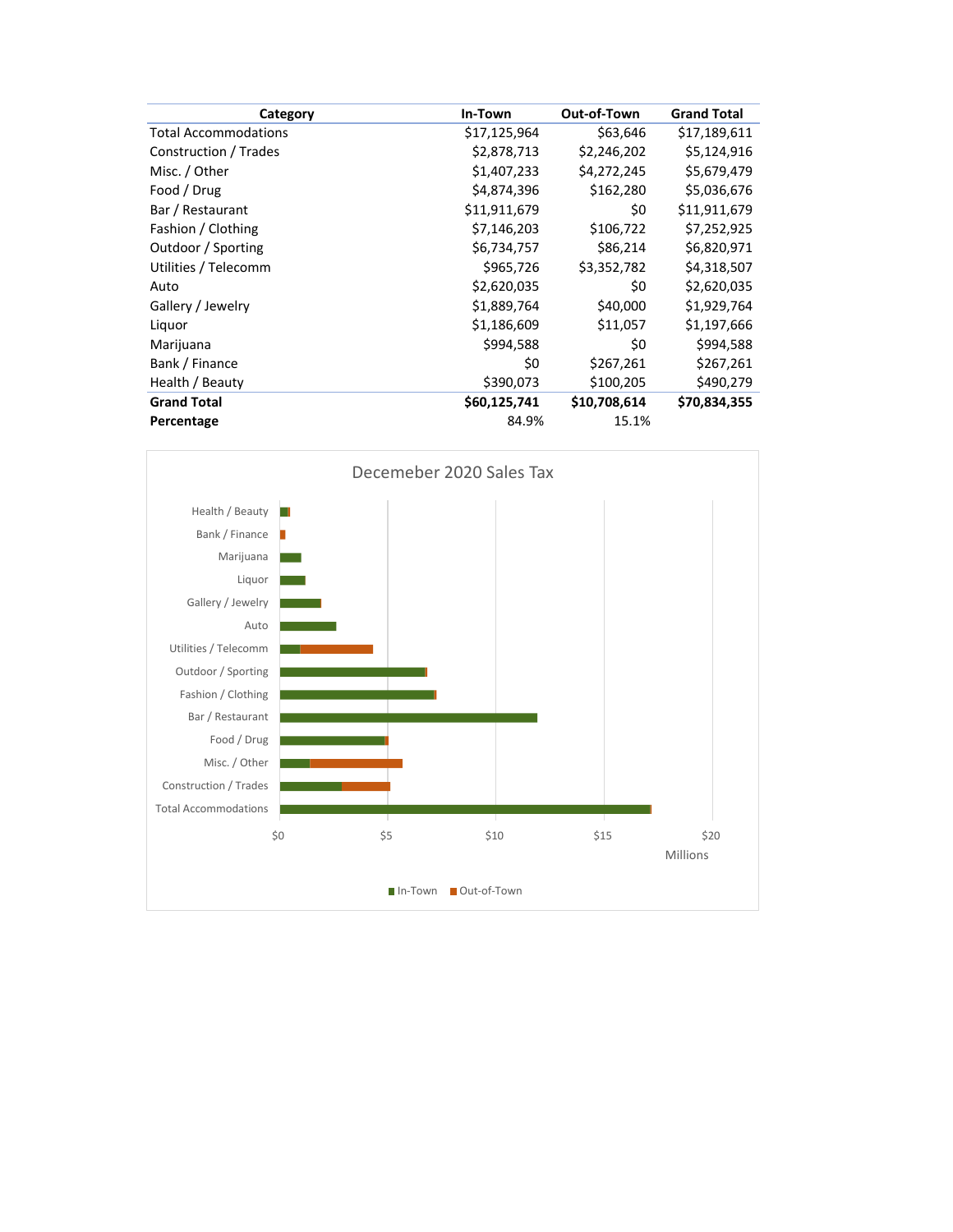| Category | In-Town | Out-of-Town | Grand Total |
|---|---|---|---|
| Total Accommodations | $17,125,964 | $63,646 | $17,189,611 |
| Construction / Trades | $2,878,713 | $2,246,202 | $5,124,916 |
| Misc. / Other | $1,407,233 | $4,272,245 | $5,679,479 |
| Food / Drug | $4,874,396 | $162,280 | $5,036,676 |
| Bar / Restaurant | $11,911,679 | $0 | $11,911,679 |
| Fashion / Clothing | $7,146,203 | $106,722 | $7,252,925 |
| Outdoor / Sporting | $6,734,757 | $86,214 | $6,820,971 |
| Utilities / Telecomm | $965,726 | $3,352,782 | $4,318,507 |
| Auto | $2,620,035 | $0 | $2,620,035 |
| Gallery / Jewelry | $1,889,764 | $40,000 | $1,929,764 |
| Liquor | $1,186,609 | $11,057 | $1,197,666 |
| Marijuana | $994,588 | $0 | $994,588 |
| Bank / Finance | $0 | $267,261 | $267,261 |
| Health / Beauty | $390,073 | $100,205 | $490,279 |
| **Grand Total** | **$60,125,741** | **$10,708,614** | **$70,834,355** |
| **Percentage** | 84.9% | 15.1% | |

Decemeber 2020 Sales Tax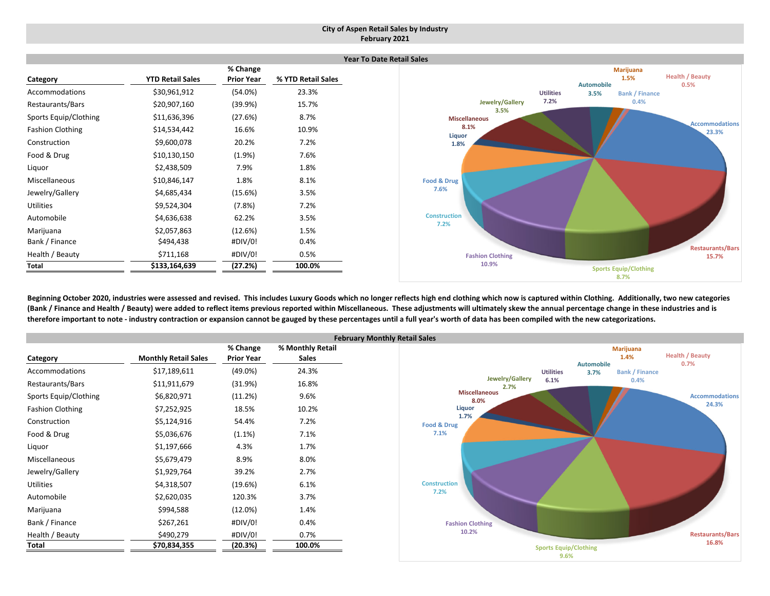## City of Aspen Retail Sales by Industry
## February 2021

### Year To Date Retail Sales

| Category | YTD Retail Sales | % Change Prior Year | % YTD Retail Sales |
|---|---|---|---|
| Accommodations | $30,961,912 | (54.0%) | 23.3% |
| Restaurants/Bars | $20,907,160 | (39.9%) | 15.7% |
| Sports Equip/Clothing | $11,636,396 | (27.6%) | 8.7% |
| Fashion Clothing | $14,534,442 | 16.6% | 10.9% |
| Construction | $9,600,078 | 20.2% | 7.2% |
| Food & Drug | $10,130,150 | (1.9%) | 7.6% |
| Liquor | $2,438,509 | 7.9% | 1.8% |
| Miscellaneous | $10,846,147 | 1.8% | 8.1% |
| Jewelry/Gallery | $4,685,434 | (15.6%) | 3.5% |
| Utilities | $9,524,304 | (7.8%) | 7.2% |
| Automobile | $4,636,638 | 62.2% | 3.5% |
| Marijuana | $2,057,863 | (12.6%) | 1.5% |
| Bank / Finance | $494,438 | #DIV/0! | 0.4% |
| Health / Beauty | $711,168 | #DIV/0! | 0.5% |
| **Total** | **$133,164,639** | **(27.2%)** | **100.0%** |

**Beginning October 2020, industries were assessed and revised. This includes Luxury Goods which no longer reflects high end clothing which now is captured within Clothing. Additionally, two new categories (Bank / Finance and Health / Beauty) were added to reflect items previous reported within Miscellaneous. These adjustments will ultimately skew the annual percentage change in these industries and is therefore important to note - industry contraction or expansion cannot be gauged by these percentages until a full year's worth of data has been compiled with the new categorizations.**

### February Monthly Retail Sales

| Category | Monthly Retail Sales | % Change Prior Year | % Monthly Retail Sales |
|---|---|---|---|
| Accommodations | $17,189,611 | (49.0%) | 24.3% |
| Restaurants/Bars | $11,911,679 | (31.9%) | 16.8% |
| Sports Equip/Clothing | $6,820,971 | (11.2%) | 9.6% |
| Fashion Clothing | $7,252,925 | 18.5% | 10.2% |
| Construction | $5,124,916 | 54.4% | 7.2% |
| Food & Drug | $5,036,676 | (1.1%) | 7.1% |
| Liquor | $1,197,666 | 4.3% | 1.7% |
| Miscellaneous | $5,679,479 | 8.9% | 8.0% |
| Jewelry/Gallery | $1,929,764 | 39.2% | 2.7% |
| Utilities | $4,318,507 | (19.6%) | 6.1% |
| Automobile | $2,620,035 | 120.3% | 3.7% |
| Marijuana | $994,588 | (12.0%) | 1.4% |
| Bank / Finance | $267,261 | #DIV/0! | 0.4% |
| Health / Beauty | $490,279 | #DIV/0! | 0.7% |
| **Total** | **$70,834,355** | **(20.3%)** | **100.0%** |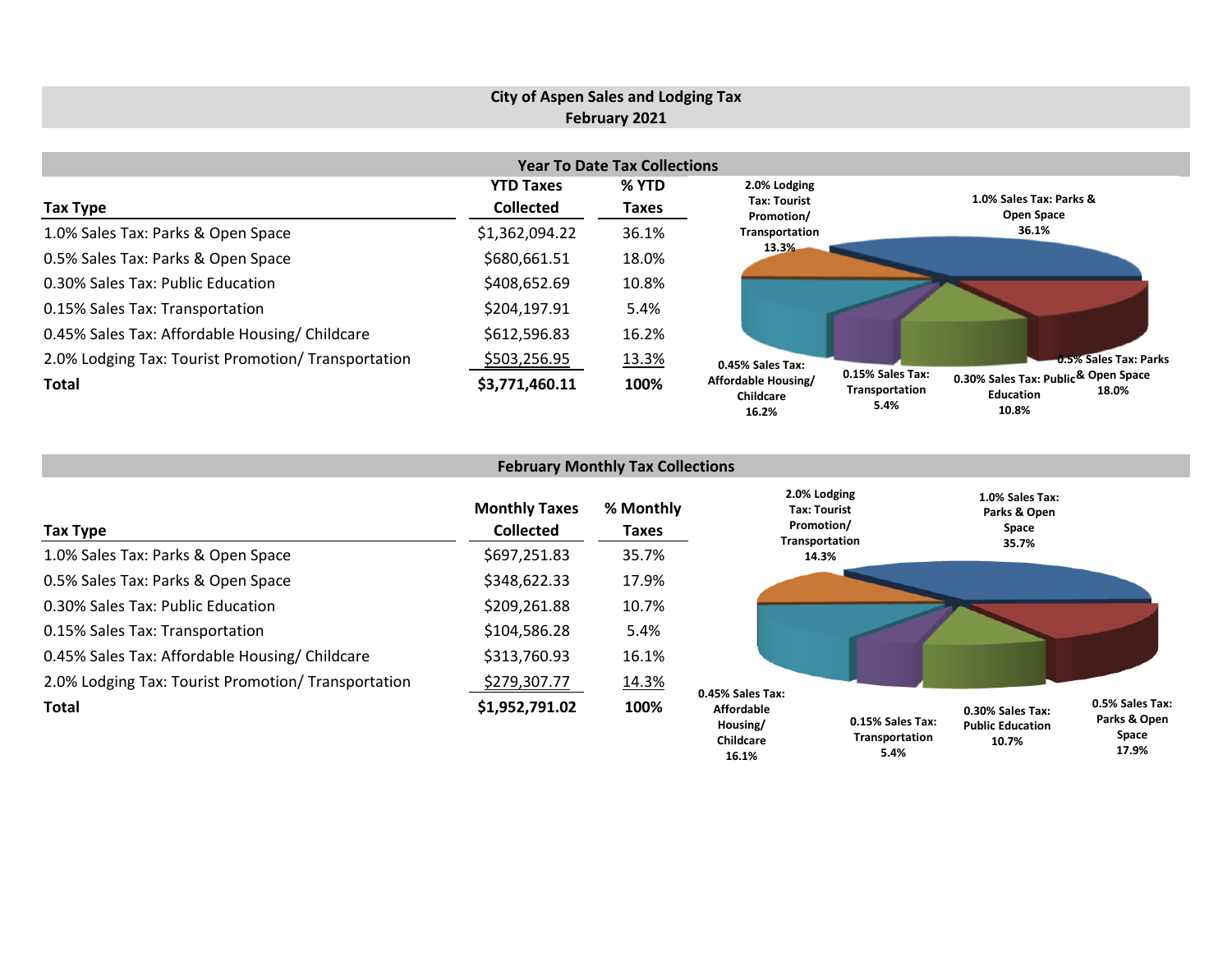# City of Aspen Sales and Lodging Tax
## February 2021

### Year To Date Tax Collections

| Tax Type | YTD Taxes Collected | % YTD Taxes |
|---|---|---|
| 1.0% Sales Tax: Parks & Open Space | $1,362,094.22 | 36.1% |
| 0.5% Sales Tax: Parks & Open Space | $680,661.51 | 18.0% |
| 0.30% Sales Tax: Public Education | $408,652.69 | 10.8% |
| 0.15% Sales Tax: Transportation | $204,197.91 | 5.4% |
| 0.45% Sales Tax: Affordable Housing/ Childcare | $612,596.83 | 16.2% |
| 2.0% Lodging Tax: Tourist Promotion/ Transportation | $503,256.95 | 13.3% |
| **Total** | **$3,771,460.11** | **100%** |

### February Monthly Tax Collections

| Tax Type | Monthly Taxes Collected | % Monthly Taxes |
|---|---|---|
| 1.0% Sales Tax: Parks & Open Space | $697,251.83 | 35.7% |
| 0.5% Sales Tax: Parks & Open Space | $348,622.33 | 17.9% |
| 0.30% Sales Tax: Public Education | $209,261.88 | 10.7% |
| 0.15% Sales Tax: Transportation | $104,586.28 | 5.4% |
| 0.45% Sales Tax: Affordable Housing/ Childcare | $313,760.93 | 16.1% |
| 2.0% Lodging Tax: Tourist Promotion/ Transportation | $279,307.77 | 14.3% |
| **Total** | **$1,952,791.02** | **100%** |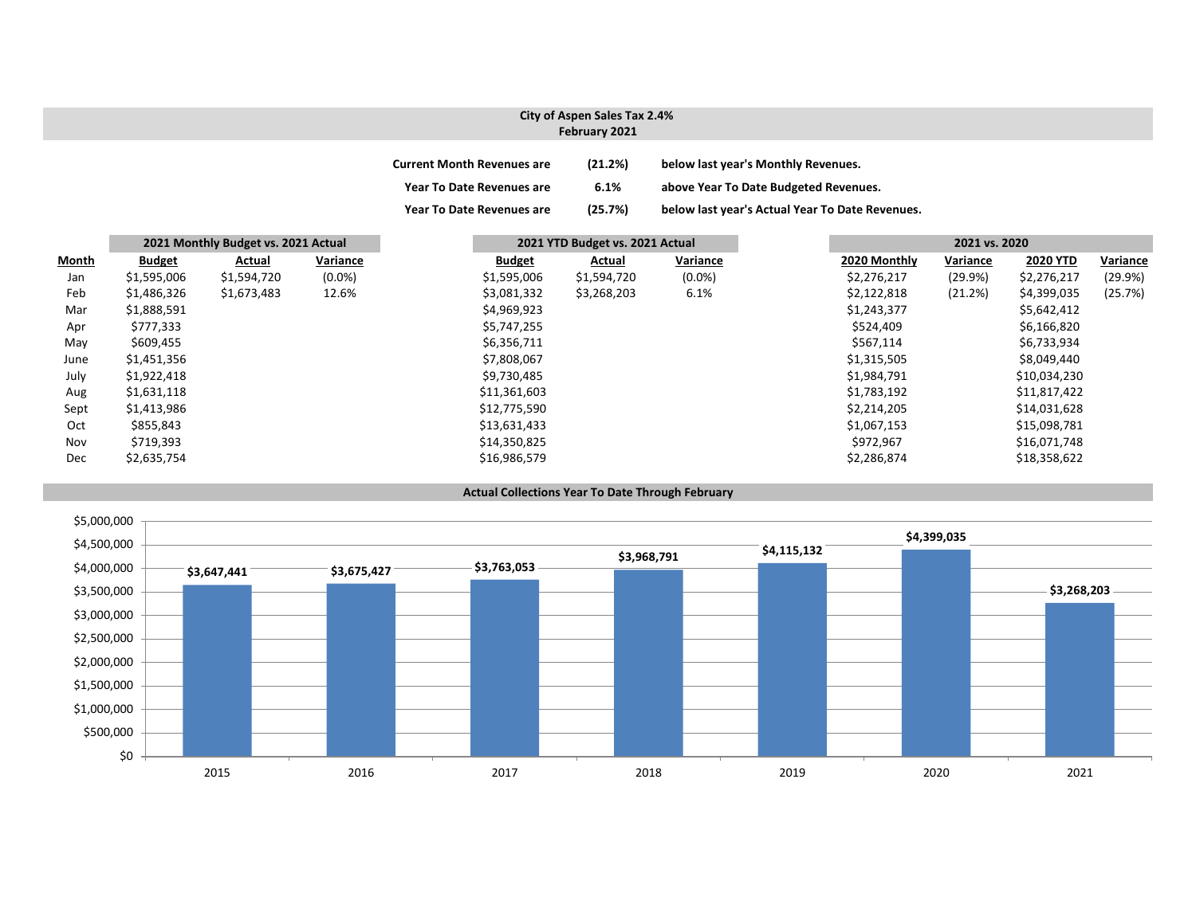# City of Aspen Sales Tax 2.4%
## February 2021

**Current Month Revenues are (21.2%) below last year's Monthly Revenues.**

**Year To Date Revenues are 6.1% above Year To Date Budgeted Revenues.**

**Year To Date Revenues are (25.7%) below last year's Actual Year To Date Revenues.**

| | 2021 Monthly Budget vs. 2021 Actual | | | 2021 YTD Budget vs. 2021 Actual | | | 2021 vs. 2020 | | | |
|---|---|---|---|---|---|---|---|---|---|---|
| Month | Budget | Actual | Variance | Budget | Actual | Variance | 2020 Monthly | Variance | 2020 YTD | Variance |
| Jan | $1,595,006 | $1,594,720 | (0.0%) | $1,595,006 | $1,594,720 | (0.0%) | $2,276,217 | (29.9%) | $2,276,217 | (29.9%) |
| Feb | $1,486,326 | $1,673,483 | 12.6% | $3,081,332 | $3,268,203 | 6.1% | $2,122,818 | (21.2%) | $4,399,035 | (25.7%) |
| Mar | $1,888,591 | | | $4,969,923 | | | $1,243,377 | | $5,642,412 | |
| Apr | $777,333 | | | $5,747,255 | | | $524,409 | | $6,166,820 | |
| May | $609,455 | | | $6,356,711 | | | $567,114 | | $6,733,934 | |
| June | $1,451,356 | | | $7,808,067 | | | $1,315,505 | | $8,049,440 | |
| July | $1,922,418 | | | $9,730,485 | | | $1,984,791 | | $10,034,230 | |
| Aug | $1,631,118 | | | $11,361,603 | | | $1,783,192 | | $11,817,422 | |
| Sept | $1,413,986 | | | $12,775,590 | | | $2,214,205 | | $14,031,628 | |
| Oct | $855,843 | | | $13,631,433 | | | $1,067,153 | | $15,098,781 | |
| Nov | $719,393 | | | $14,350,825 | | | $972,967 | | $16,071,748 | |
| Dec | $2,635,754 | | | $16,986,579 | | | $2,286,874 | | $18,358,622 | |

## Actual Collections Year To Date Through February

| Year | Collections |
|---|---|
| 2015 | $3,647,441 |
| 2016 | $3,675,427 |
| 2017 | $3,763,053 |
| 2018 | $3,968,791 |
| 2019 | $4,115,132 |
| 2020 | $4,399,035 |
| 2021 | $3,268,203 |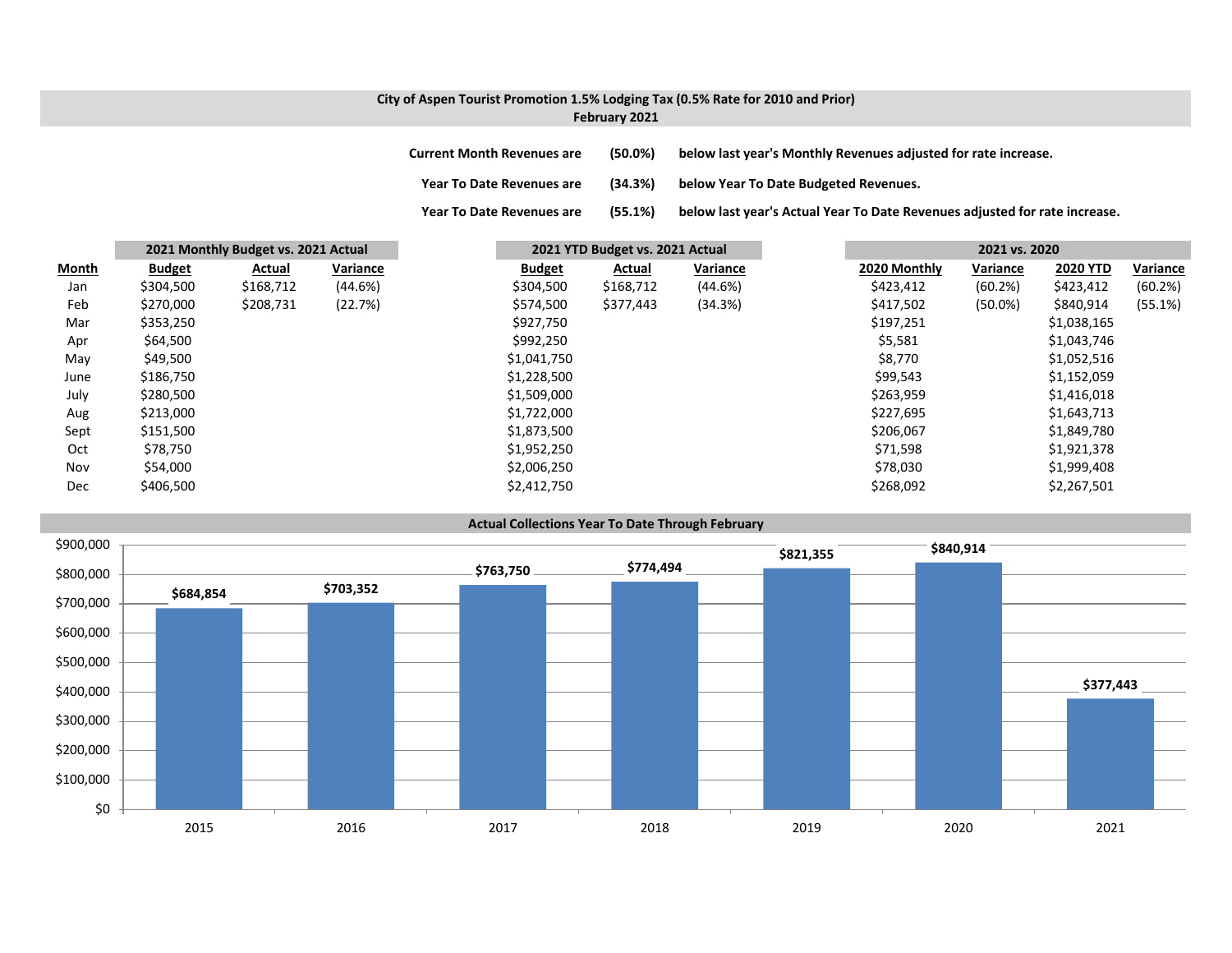## City of Aspen Tourist Promotion 1.5% Lodging Tax (0.5% Rate for 2010 and Prior)
## February 2021

**Current Month Revenues are (50.0%) below last year's Monthly Revenues adjusted for rate increase.**

**Year To Date Revenues are (34.3%) below Year To Date Budgeted Revenues.**

**Year To Date Revenues are (55.1%) below last year's Actual Year To Date Revenues adjusted for rate increase.**

| | 2021 Monthly Budget vs. 2021 Actual | | | 2021 YTD Budget vs. 2021 Actual | | | 2021 vs. 2020 | | | |
|---|---|---|---|---|---|---|---|---|---|---|
| Month | Budget | Actual | Variance | Budget | Actual | Variance | 2020 Monthly | Variance | 2020 YTD | Variance |
| Jan | $304,500 | $168,712 | (44.6%) | $304,500 | $168,712 | (44.6%) | $423,412 | (60.2%) | $423,412 | (60.2%) |
| Feb | $270,000 | $208,731 | (22.7%) | $574,500 | $377,443 | (34.3%) | $417,502 | (50.0%) | $840,914 | (55.1%) |
| Mar | $353,250 | | | $927,750 | | | $197,251 | | $1,038,165 | |
| Apr | $64,500 | | | $992,250 | | | $5,581 | | $1,043,746 | |
| May | $49,500 | | | $1,041,750 | | | $8,770 | | $1,052,516 | |
| June | $186,750 | | | $1,228,500 | | | $99,543 | | $1,152,059 | |
| July | $280,500 | | | $1,509,000 | | | $263,959 | | $1,416,018 | |
| Aug | $213,000 | | | $1,722,000 | | | $227,695 | | $1,643,713 | |
| Sept | $151,500 | | | $1,873,500 | | | $206,067 | | $1,849,780 | |
| Oct | $78,750 | | | $1,952,250 | | | $71,598 | | $1,921,378 | |
| Nov | $54,000 | | | $2,006,250 | | | $78,030 | | $1,999,408 | |
| Dec | $406,500 | | | $2,412,750 | | | $268,092 | | $2,267,501 | |

### Actual Collections Year To Date Through February

| Year | Collections |
|---|---|
| 2015 | $684,854 |
| 2016 | $703,352 |
| 2017 | $763,750 |
| 2018 | $774,494 |
| 2019 | $821,355 |
| 2020 | $840,914 |
| 2021 | $377,443 |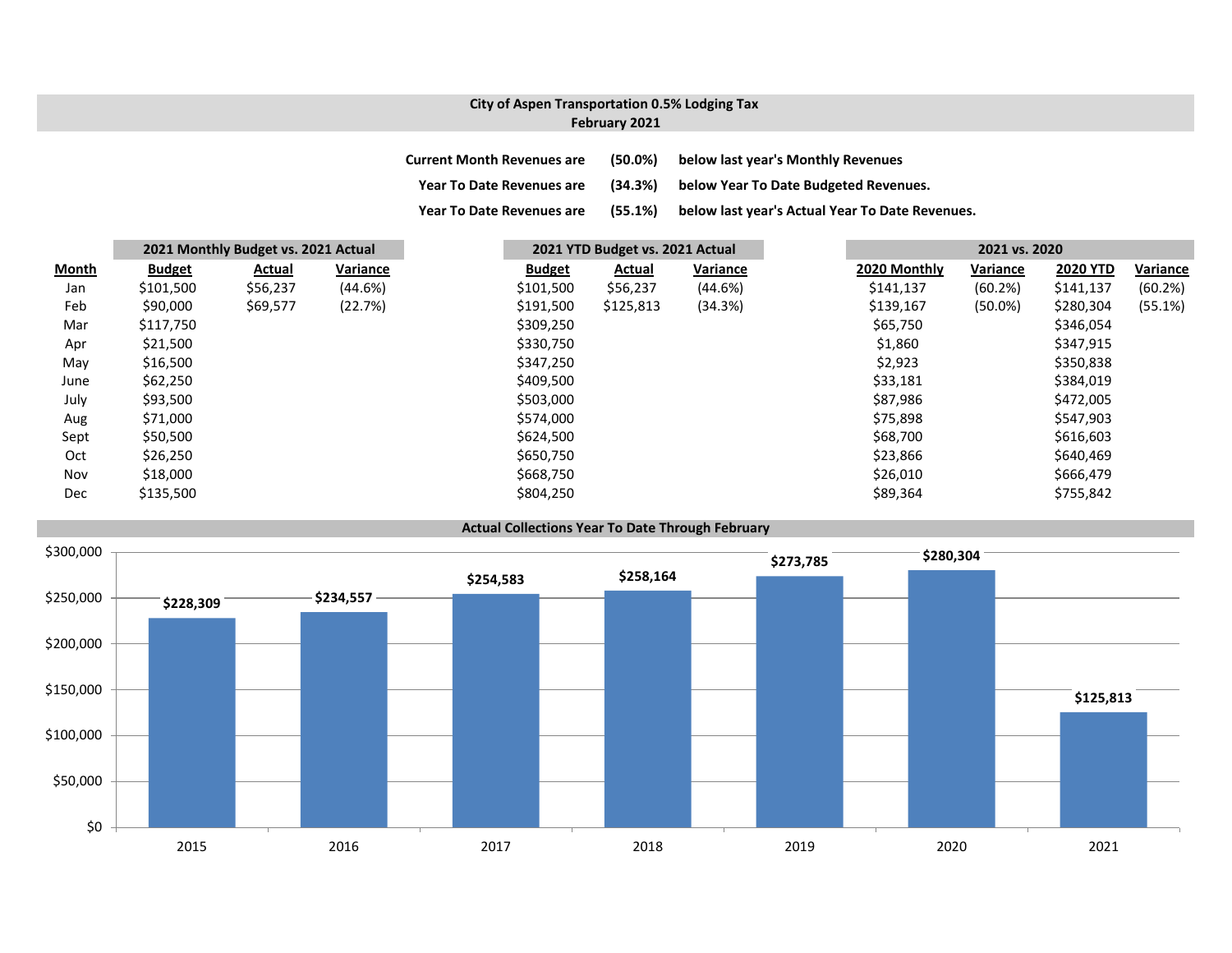# City of Aspen Transportation 0.5% Lodging Tax
## February 2021

**Current Month Revenues are (50.0%) below last year's Monthly Revenues**

**Year To Date Revenues are (34.3%) below Year To Date Budgeted Revenues.**

**Year To Date Revenues are (55.1%) below last year's Actual Year To Date Revenues.**

| | 2021 Monthly Budget vs. 2021 Actual | | | 2021 YTD Budget vs. 2021 Actual | | | 2021 vs. 2020 | | | |
|---|---|---|---|---|---|---|---|---|---|---|
| **Month** | **Budget** | **Actual** | **Variance** | **Budget** | **Actual** | **Variance** | **2020 Monthly** | **Variance** | **2020 YTD** | **Variance** |
| Jan | $101,500 | $56,237 | (44.6%) | $101,500 | $56,237 | (44.6%) | $141,137 | (60.2%) | $141,137 | (60.2%) |
| Feb | $90,000 | $69,577 | (22.7%) | $191,500 | $125,813 | (34.3%) | $139,167 | (50.0%) | $280,304 | (55.1%) |
| Mar | $117,750 | | | $309,250 | | | $65,750 | | $346,054 | |
| Apr | $21,500 | | | $330,750 | | | $1,860 | | $347,915 | |
| May | $16,500 | | | $347,250 | | | $2,923 | | $350,838 | |
| June | $62,250 | | | $409,500 | | | $33,181 | | $384,019 | |
| July | $93,500 | | | $503,000 | | | $87,986 | | $472,005 | |
| Aug | $71,000 | | | $574,000 | | | $75,898 | | $547,903 | |
| Sept | $50,500 | | | $624,500 | | | $68,700 | | $616,603 | |
| Oct | $26,250 | | | $650,750 | | | $23,866 | | $640,469 | |
| Nov | $18,000 | | | $668,750 | | | $26,010 | | $666,479 | |
| Dec | $135,500 | | | $804,250 | | | $89,364 | | $755,842 | |

**Actual Collections Year To Date Through February**

| Year | Amount |
|---|---|
| 2015 | $228,309 |
| 2016 | $234,557 |
| 2017 | $254,583 |
| 2018 | $258,164 |
| 2019 | $273,785 |
| 2020 | $280,304 |
| 2021 | $125,813 |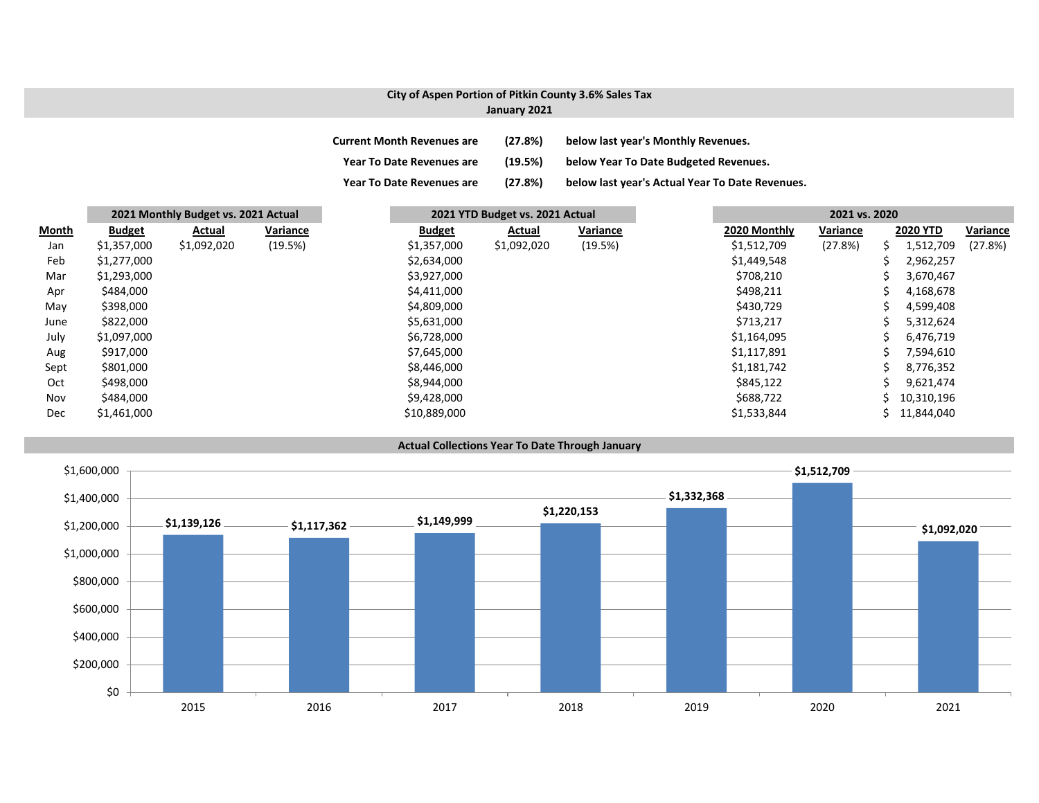## City of Aspen Portion of Pitkin County 3.6% Sales Tax
## January 2021

| | | |
|---|---|---|
| **Current Month Revenues are** | **(27.8%)** | **below last year's Monthly Revenues.** |
| **Year To Date Revenues are** | **(19.5%)** | **below Year To Date Budgeted Revenues.** |
| **Year To Date Revenues are** | **(27.8%)** | **below last year's Actual Year To Date Revenues.** |

| | 2021 Monthly Budget vs. 2021 Actual | | | 2021 YTD Budget vs. 2021 Actual | | | 2021 vs. 2020 | | | |
|---|---|---|---|---|---|---|---|---|---|---|
| **Month** | **Budget** | **Actual** | **Variance** | **Budget** | **Actual** | **Variance** | **2020 Monthly** | **Variance** | **2020 YTD** | **Variance** |
| Jan | $1,357,000 | $1,092,020 | (19.5%) | $1,357,000 | $1,092,020 | (19.5%) | $1,512,709 | (27.8%) | $ 1,512,709 | (27.8%) |
| Feb | $1,277,000 | | | $2,634,000 | | | $1,449,548 | | $ 2,962,257 | |
| Mar | $1,293,000 | | | $3,927,000 | | | $708,210 | | $ 3,670,467 | |
| Apr | $484,000 | | | $4,411,000 | | | $498,211 | | $ 4,168,678 | |
| May | $398,000 | | | $4,809,000 | | | $430,729 | | $ 4,599,408 | |
| June | $822,000 | | | $5,631,000 | | | $713,217 | | $ 5,312,624 | |
| July | $1,097,000 | | | $6,728,000 | | | $1,164,095 | | $ 6,476,719 | |
| Aug | $917,000 | | | $7,645,000 | | | $1,117,891 | | $ 7,594,610 | |
| Sept | $801,000 | | | $8,446,000 | | | $1,181,742 | | $ 8,776,352 | |
| Oct | $498,000 | | | $8,944,000 | | | $845,122 | | $ 9,621,474 | |
| Nov | $484,000 | | | $9,428,000 | | | $688,722 | | $ 10,310,196 | |
| Dec | $1,461,000 | | | $10,889,000 | | | $1,533,844 | | $ 11,844,040 | |

### Actual Collections Year To Date Through January

| Year | Amount |
|---|---|
| 2015 | $1,139,126 |
| 2016 | $1,117,362 |
| 2017 | $1,149,999 |
| 2018 | $1,220,153 |
| 2019 | $1,332,368 |
| 2020 | $1,512,709 |
| 2021 | $1,092,020 |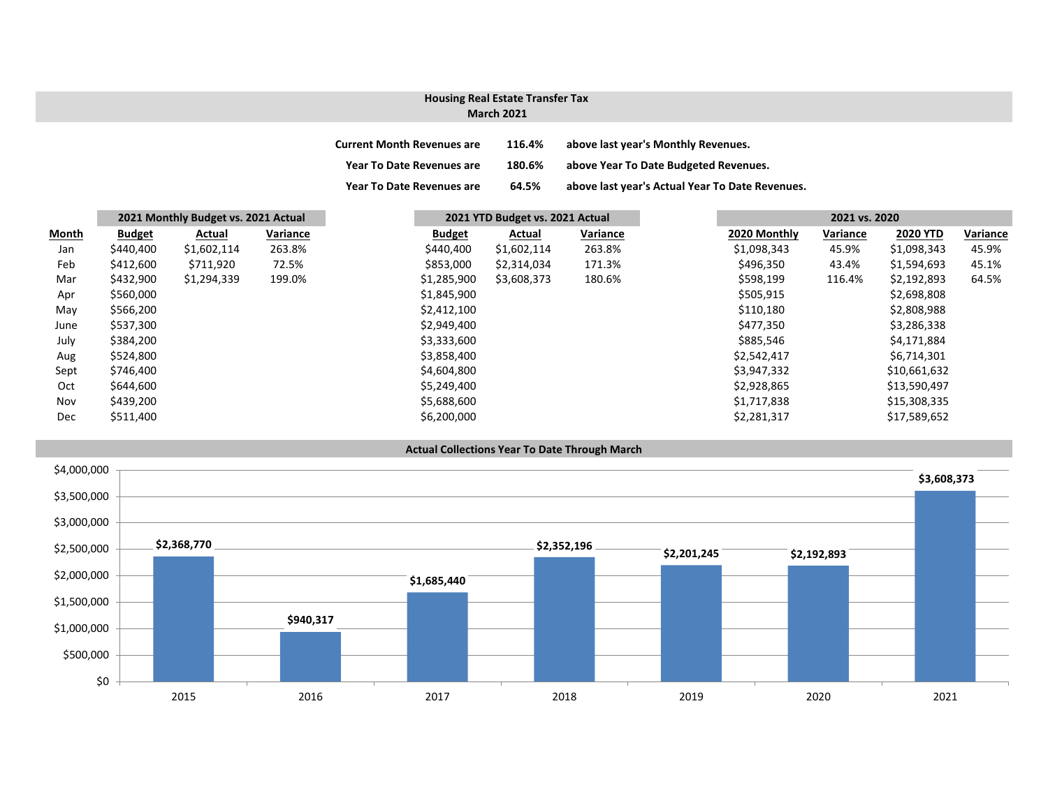## Housing Real Estate Transfer Tax
## March 2021

**Current Month Revenues are 116.4% above last year's Monthly Revenues.**

**Year To Date Revenues are 180.6% above Year To Date Budgeted Revenues.**

**Year To Date Revenues are 64.5% above last year's Actual Year To Date Revenues.**

| | 2021 Monthly Budget vs. 2021 Actual | | | 2021 YTD Budget vs. 2021 Actual | | | 2021 vs. 2020 | | | |
|---|---|---|---|---|---|---|---|---|---|---|
| **Month** | **Budget** | **Actual** | **Variance** | **Budget** | **Actual** | **Variance** | **2020 Monthly** | **Variance** | **2020 YTD** | **Variance** |
| Jan | $440,400 | $1,602,114 | 263.8% | $440,400 | $1,602,114 | 263.8% | $1,098,343 | 45.9% | $1,098,343 | 45.9% |
| Feb | $412,600 | $711,920 | 72.5% | $853,000 | $2,314,034 | 171.3% | $496,350 | 43.4% | $1,594,693 | 45.1% |
| Mar | $432,900 | $1,294,339 | 199.0% | $1,285,900 | $3,608,373 | 180.6% | $598,199 | 116.4% | $2,192,893 | 64.5% |
| Apr | $560,000 | | | $1,845,900 | | | $505,915 | | $2,698,808 | |
| May | $566,200 | | | $2,412,100 | | | $110,180 | | $2,808,988 | |
| June | $537,300 | | | $2,949,400 | | | $477,350 | | $3,286,338 | |
| July | $384,200 | | | $3,333,600 | | | $885,546 | | $4,171,884 | |
| Aug | $524,800 | | | $3,858,400 | | | $2,542,417 | | $6,714,301 | |
| Sept | $746,400 | | | $4,604,800 | | | $3,947,332 | | $10,661,632 | |
| Oct | $644,600 | | | $5,249,400 | | | $2,928,865 | | $13,590,497 | |
| Nov | $439,200 | | | $5,688,600 | | | $1,717,838 | | $15,308,335 | |
| Dec | $511,400 | | | $6,200,000 | | | $2,281,317 | | $17,589,652 | |

### Actual Collections Year To Date Through March

| Year | Amount |
|---|---|
| 2015 | $2,368,770 |
| 2016 | $940,317 |
| 2017 | $1,685,440 |
| 2018 | $2,352,196 |
| 2019 | $2,201,245 |
| 2020 | $2,192,893 |
| 2021 | $3,608,373 |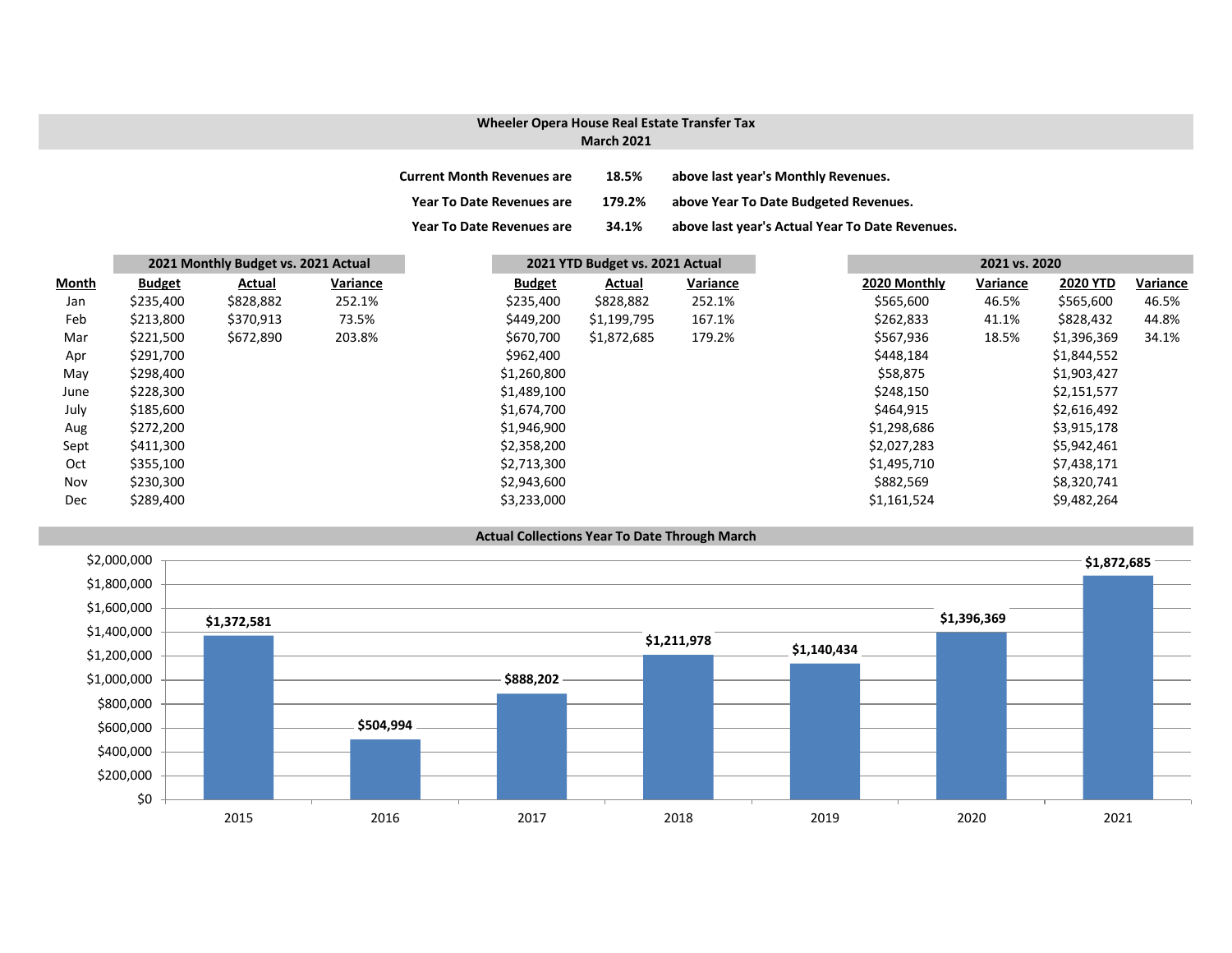## Wheeler Opera House Real Estate Transfer Tax
### March 2021

| | | |
|---|---|---|
| Current Month Revenues are | 18.5% | above last year's Monthly Revenues. |
| Year To Date Revenues are | 179.2% | above Year To Date Budgeted Revenues. |
| Year To Date Revenues are | 34.1% | above last year's Actual Year To Date Revenues. |

| | 2021 Monthly Budget vs. 2021 Actual | | | 2021 YTD Budget vs. 2021 Actual | | | 2021 vs. 2020 | | | |
|---|---|---|---|---|---|---|---|---|---|---|
| **Month** | **Budget** | **Actual** | **Variance** | **Budget** | **Actual** | **Variance** | **2020 Monthly** | **Variance** | **2020 YTD** | **Variance** |
| Jan | $235,400 | $828,882 | 252.1% | $235,400 | $828,882 | 252.1% | $565,600 | 46.5% | $565,600 | 46.5% |
| Feb | $213,800 | $370,913 | 73.5% | $449,200 | $1,199,795 | 167.1% | $262,833 | 41.1% | $828,432 | 44.8% |
| Mar | $221,500 | $672,890 | 203.8% | $670,700 | $1,872,685 | 179.2% | $567,936 | 18.5% | $1,396,369 | 34.1% |
| Apr | $291,700 | | | $962,400 | | | $448,184 | | $1,844,552 | |
| May | $298,400 | | | $1,260,800 | | | $58,875 | | $1,903,427 | |
| June | $228,300 | | | $1,489,100 | | | $248,150 | | $2,151,577 | |
| July | $185,600 | | | $1,674,700 | | | $464,915 | | $2,616,492 | |
| Aug | $272,200 | | | $1,946,900 | | | $1,298,686 | | $3,915,178 | |
| Sept | $411,300 | | | $2,358,200 | | | $2,027,283 | | $5,942,461 | |
| Oct | $355,100 | | | $2,713,300 | | | $1,495,710 | | $7,438,171 | |
| Nov | $230,300 | | | $2,943,600 | | | $882,569 | | $8,320,741 | |
| Dec | $289,400 | | | $3,233,000 | | | $1,161,524 | | $9,482,264 | |

### Actual Collections Year To Date Through March

$2,000,000
$1,800,000
$1,600,000
$1,400,000
$1,200,000
$1,000,000
$800,000
$600,000
$400,000
$200,000
$0

$1,372,581
$504,994
$888,202
$1,211,978
$1,140,434
$1,396,369
$1,872,685

2015
2016
2017
2018
2019
2020
2021